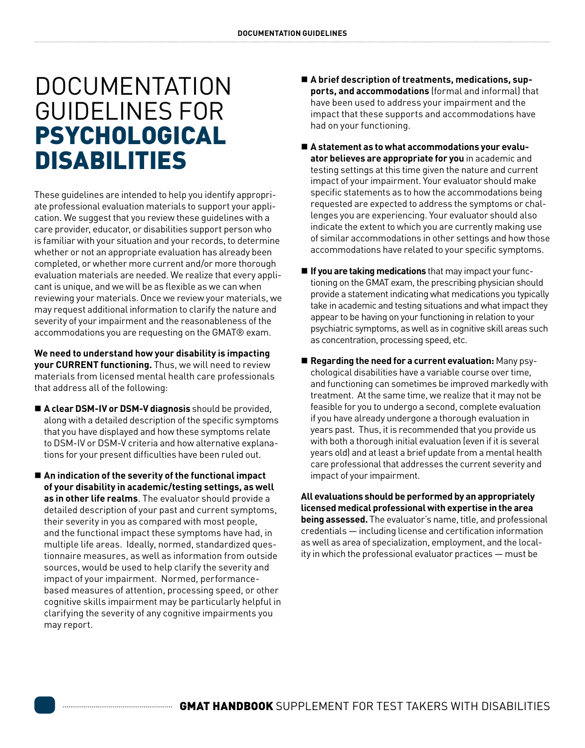# DOCUMENTATION GUIDELINES FOR PSYCHOLOGICAL DISABILITIES

These guidelines are intended to help you identify appropriate professional evaluation materials to support your application. We suggest that you review these guidelines with a care provider, educator, or disabilities support person who is familiar with your situation and your records, to determine whether or not an appropriate evaluation has already been completed, or whether more current and/or more thorough evaluation materials are needed. We realize that every applicant is unique, and we will be as flexible as we can when reviewing your materials. Once we review your materials, we may request additional information to clarify the nature and severity of your impairment and the reasonableness of the accommodations you are requesting on the GMAT® exam.

**We need to understand how your disability is impacting your CURRENT functioning.** Thus, we will need to review materials from licensed mental health care professionals that address all of the following:

- **A clear DSM-IV or DSM-V diagnosis** should be provided, along with a detailed description of the specific symptoms that you have displayed and how these symptoms relate to DSM-IV or DSM-V criteria and how alternative explanations for your present difficulties have been ruled out.
- **An indication of the severity of the functional impact of your disability in academic/testing settings, as well as in other life realms**. The evaluator should provide a detailed description of your past and current symptoms, their severity in you as compared with most people, and the functional impact these symptoms have had, in multiple life areas. Ideally, normed, standardized questionnaire measures, as well as information from outside sources, would be used to help clarify the severity and impact of your impairment. Normed, performance-based measures of attention, processing speed, or other cognitive skills impairment may be particularly helpful in clarifying the severity of any cognitive impairments you may report.
- **A brief description of treatments, medications, supports, and accommodations** (formal and informal) that have been used to address your impairment and the impact that these supports and accommodations have had on your functioning.
- **A statement as to what accommodations your evaluator believes are appropriate for you** in academic and testing settings at this time given the nature and current impact of your impairment. Your evaluator should make specific statements as to how the accommodations being requested are expected to address the symptoms or challenges you are experiencing. Your evaluator should also indicate the extent to which you are currently making use of similar accommodations in other settings and how those accommodations have related to your specific symptoms.
- **If you are taking medications** that may impact your functioning on the GMAT exam, the prescribing physician should provide a statement indicating what medications you typically take in academic and testing situations and what impact they appear to be having on your functioning in relation to your psychiatric symptoms, as well as in cognitive skill areas such as concentration, processing speed, etc.
- **Regarding the need for a current evaluation:** Many psychological disabilities have a variable course over time, and functioning can sometimes be improved markedly with treatment. At the same time, we realize that it may not be feasible for you to undergo a second, complete evaluation if you have already undergone a thorough evaluation in years past. Thus, it is recommended that you provide us with both a thorough initial evaluation (even if it is several years old) and at least a brief update from a mental health care professional that addresses the current severity and impact of your impairment.

**All evaluations should be performed by an appropriately licensed medical professional with expertise in the area being assessed.** The evaluator's name, title, and professional credentials — including license and certification information as well as area of specialization, employment, and the locality in which the professional evaluator practices — must be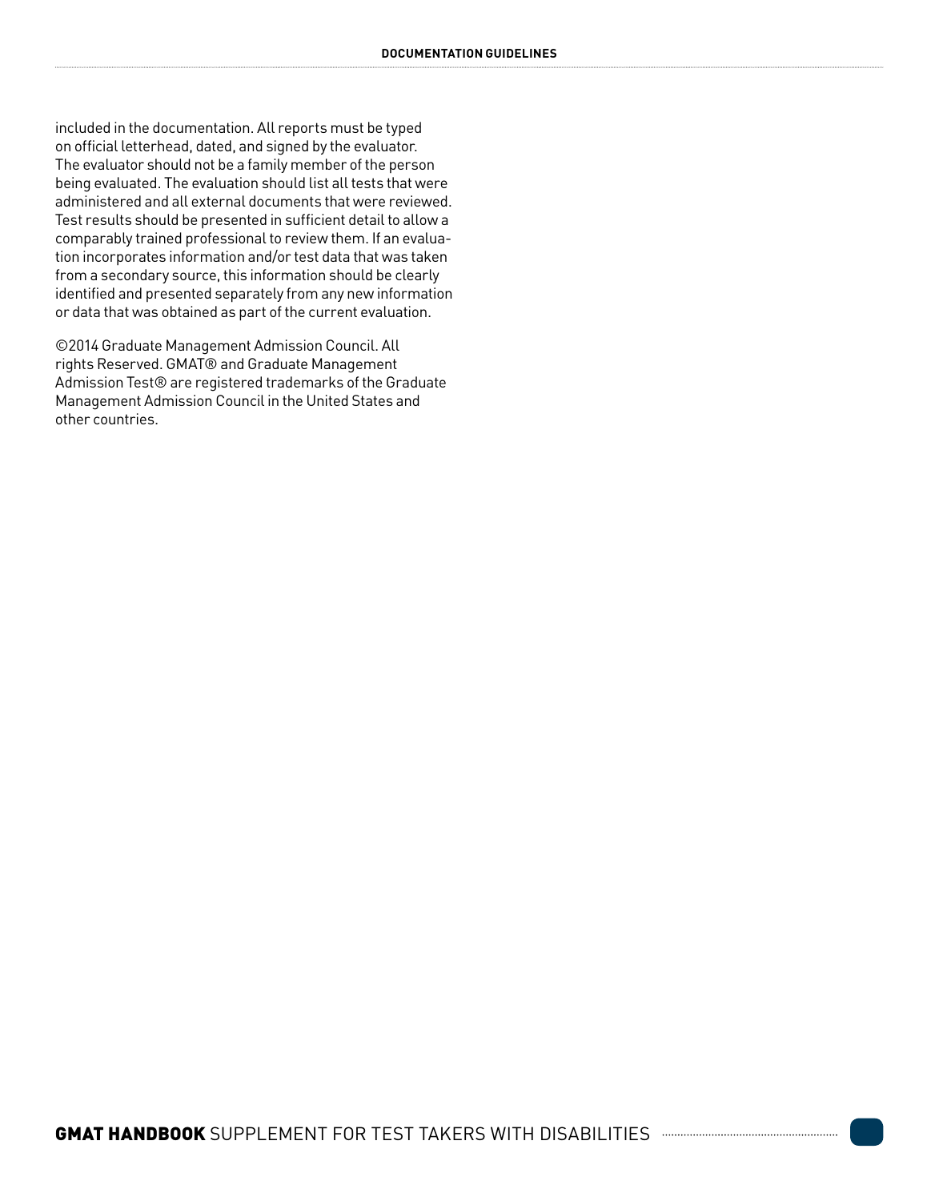included in the documentation. All reports must be typed on official letterhead, dated, and signed by the evaluator. The evaluator should not be a family member of the person being evaluated. The evaluation should list all tests that were administered and all external documents that were reviewed. Test results should be presented in sufficient detail to allow a comparably trained professional to review them. If an evaluation incorporates information and/or test data that was taken from a secondary source, this information should be clearly identified and presented separately from any new information or data that was obtained as part of the current evaluation.

©2014 Graduate Management Admission Council. All rights Reserved. GMAT® and Graduate Management Admission Test® are registered trademarks of the Graduate Management Admission Council in the United States and other countries.